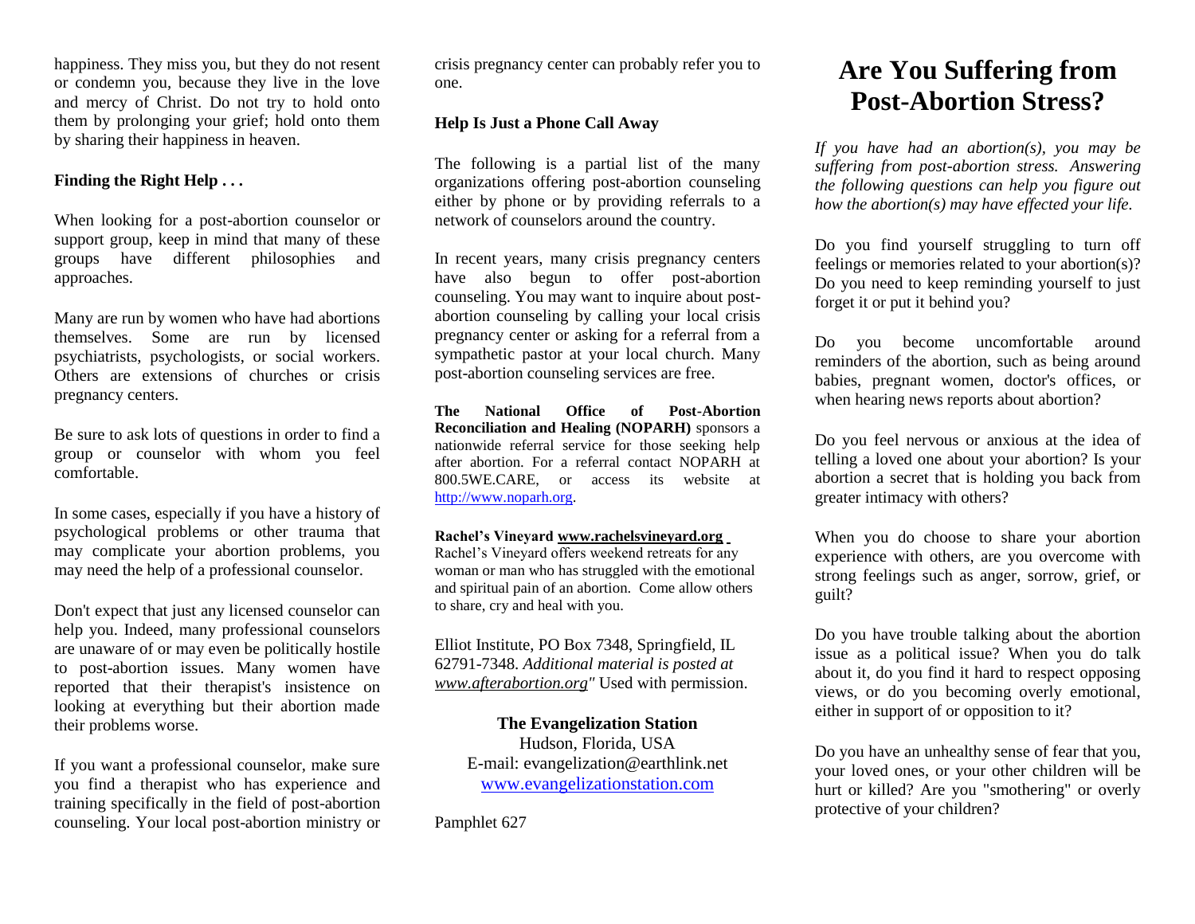happiness. They miss you, but they do not resent or condemn you, because they live in the love and mercy of Christ. Do not try to hold onto them by prolonging your grief; hold onto them by sharing their happiness in heaven.

**Finding the Right Help . . .**

When looking for a post-abortion counselor or support group, keep in mind that many of these groups have different philosophies and approaches.

Many are run by women who have had abortions themselves. Some are run by licensed psychiatrists, psychologists, or social workers. Others are extensions of churches or crisis pregnancy centers.

Be sure to ask lots of questions in order to find a group or counselor with whom you feel comfortable.

In some cases, especially if you have a history of psychological problems or other trauma that may complicate your abortion problems, you may need the help of a professional counselor.

Don't expect that just any licensed counselor can help you. Indeed, many professional counselors are unaware of or may even be politically hostile to post-abortion issues. Many women have reported that their therapist's insistence on looking at everything but their abortion made their problems worse.

If you want a professional counselor, make sure you find a therapist who has experience and training specifically in the field of post-abortion counseling. Your local post-abortion ministry or crisis pregnancy center can probably refer you to one.

**Help Is Just a Phone Call Away**

The following is a partial list of the many organizations offering post-abortion counseling either by phone or by providing referrals to a network of counselors around the country.

In recent years, many crisis pregnancy centers have also begun to offer post-abortion counseling. You may want to inquire about post-abortion counseling by calling your local crisis pregnancy center or asking for a referral from a sympathetic pastor at your local church. Many post-abortion counseling services are free.

**The National Office of Post-Abortion Reconciliation and Healing (NOPARH)** sponsors a nationwide referral service for those seeking help after abortion. For a referral contact NOPARH at 800.5WE.CARE, or access its website at http://www.noparh.org.

**Rachel's Vineyard www.rachelsvineyard.org**
Rachel's Vineyard offers weekend retreats for any woman or man who has struggled with the emotional and spiritual pain of an abortion. Come allow others to share, cry and heal with you.

Elliot Institute, PO Box 7348, Springfield, IL 62791-7348. *Additional material is posted at www.afterabortion.org"* Used with permission.

**The Evangelization Station**
Hudson, Florida, USA
E-mail: evangelization@earthlink.net
www.evangelizationstation.com

Pamphlet 627

# Are You Suffering from Post-Abortion Stress?

*If you have had an abortion(s), you may be suffering from post-abortion stress. Answering the following questions can help you figure out how the abortion(s) may have effected your life.*

Do you find yourself struggling to turn off feelings or memories related to your abortion(s)? Do you need to keep reminding yourself to just forget it or put it behind you?

Do you become uncomfortable around reminders of the abortion, such as being around babies, pregnant women, doctor's offices, or when hearing news reports about abortion?

Do you feel nervous or anxious at the idea of telling a loved one about your abortion? Is your abortion a secret that is holding you back from greater intimacy with others?

When you do choose to share your abortion experience with others, are you overcome with strong feelings such as anger, sorrow, grief, or guilt?

Do you have trouble talking about the abortion issue as a political issue? When you do talk about it, do you find it hard to respect opposing views, or do you becoming overly emotional, either in support of or opposition to it?

Do you have an unhealthy sense of fear that you, your loved ones, or your other children will be hurt or killed? Are you "smothering" or overly protective of your children?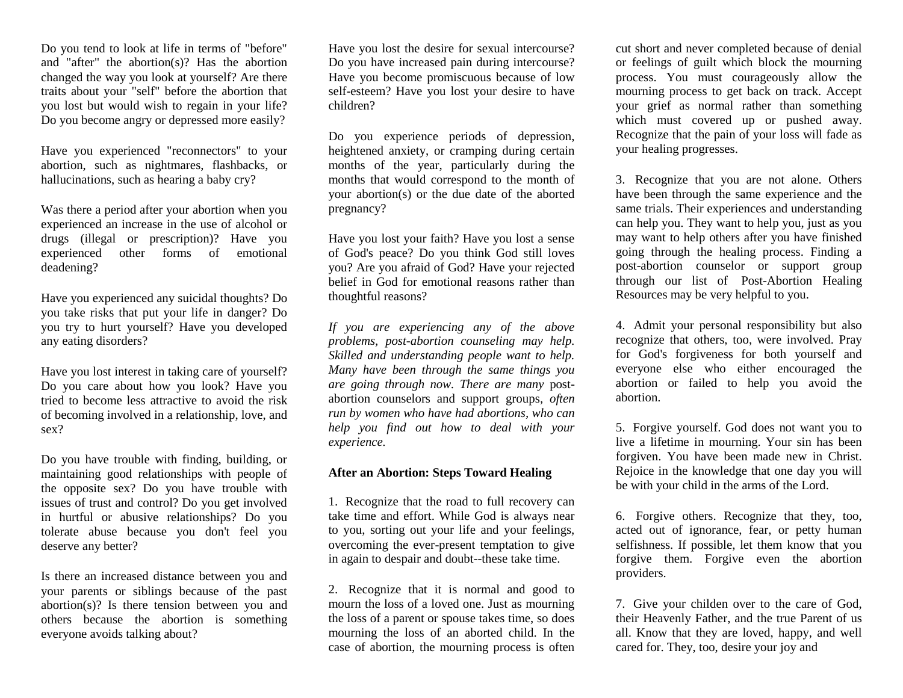Do you tend to look at life in terms of "before" and "after" the abortion(s)? Has the abortion changed the way you look at yourself? Are there traits about your "self" before the abortion that you lost but would wish to regain in your life? Do you become angry or depressed more easily?

Have you experienced "reconnectors" to your abortion, such as nightmares, flashbacks, or hallucinations, such as hearing a baby cry?

Was there a period after your abortion when you experienced an increase in the use of alcohol or drugs (illegal or prescription)? Have you experienced other forms of emotional deadening?

Have you experienced any suicidal thoughts? Do you take risks that put your life in danger? Do you try to hurt yourself? Have you developed any eating disorders?

Have you lost interest in taking care of yourself? Do you care about how you look? Have you tried to become less attractive to avoid the risk of becoming involved in a relationship, love, and sex?

Do you have trouble with finding, building, or maintaining good relationships with people of the opposite sex? Do you have trouble with issues of trust and control? Do you get involved in hurtful or abusive relationships? Do you tolerate abuse because you don't feel you deserve any better?

Is there an increased distance between you and your parents or siblings because of the past abortion(s)? Is there tension between you and others because the abortion is something everyone avoids talking about?

Have you lost the desire for sexual intercourse? Do you have increased pain during intercourse? Have you become promiscuous because of low self-esteem? Have you lost your desire to have children?

Do you experience periods of depression, heightened anxiety, or cramping during certain months of the year, particularly during the months that would correspond to the month of your abortion(s) or the due date of the aborted pregnancy?

Have you lost your faith? Have you lost a sense of God's peace? Do you think God still loves you? Are you afraid of God? Have your rejected belief in God for emotional reasons rather than thoughtful reasons?

*If you are experiencing any of the above problems, post-abortion counseling may help. Skilled and understanding people want to help. Many have been through the same things you are going through now. There are many* post-abortion counselors and support groups, *often run by women who have had abortions, who can help you find out how to deal with your experience.*

**After an Abortion: Steps Toward Healing**

1. Recognize that the road to full recovery can take time and effort. While God is always near to you, sorting out your life and your feelings, overcoming the ever-present temptation to give in again to despair and doubt--these take time.

2. Recognize that it is normal and good to mourn the loss of a loved one. Just as mourning the loss of a parent or spouse takes time, so does mourning the loss of an aborted child. In the case of abortion, the mourning process is often cut short and never completed because of denial or feelings of guilt which block the mourning process. You must courageously allow the mourning process to get back on track. Accept your grief as normal rather than something which must covered up or pushed away. Recognize that the pain of your loss will fade as your healing progresses.

3. Recognize that you are not alone. Others have been through the same experience and the same trials. Their experiences and understanding can help you. They want to help you, just as you may want to help others after you have finished going through the healing process. Finding a post-abortion counselor or support group through our list of Post-Abortion Healing Resources may be very helpful to you.

4. Admit your personal responsibility but also recognize that others, too, were involved. Pray for God's forgiveness for both yourself and everyone else who either encouraged the abortion or failed to help you avoid the abortion.

5. Forgive yourself. God does not want you to live a lifetime in mourning. Your sin has been forgiven. You have been made new in Christ. Rejoice in the knowledge that one day you will be with your child in the arms of the Lord.

6. Forgive others. Recognize that they, too, acted out of ignorance, fear, or petty human selfishness. If possible, let them know that you forgive them. Forgive even the abortion providers.

7. Give your childen over to the care of God, their Heavenly Father, and the true Parent of us all. Know that they are loved, happy, and well cared for. They, too, desire your joy and